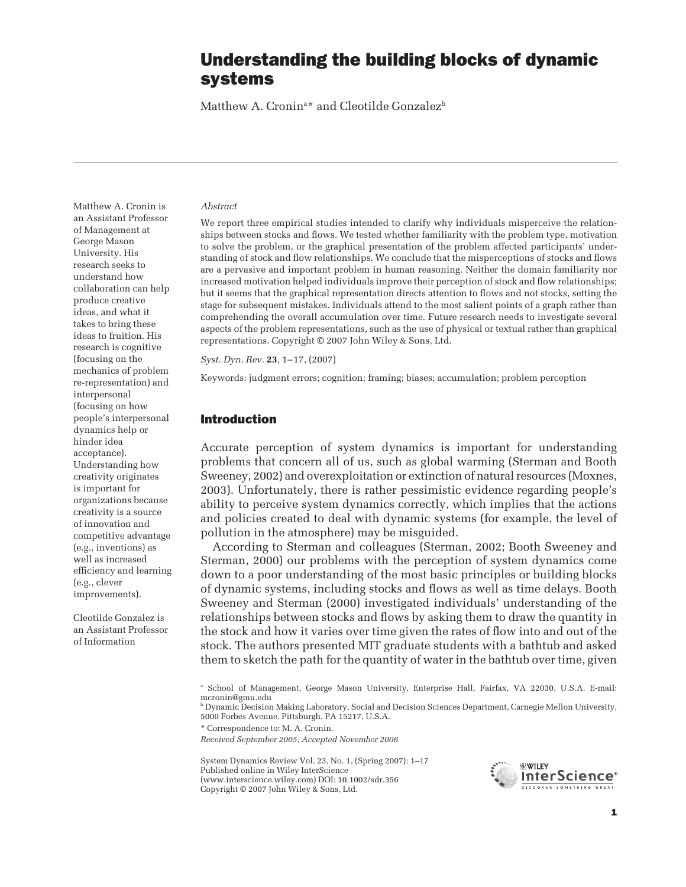# Understanding the building blocks of dynamic systems

Matthew A. Cronin[a]* and Cleotilde Gonzalez[b]

Matthew A. Cronin is an Assistant Professor of Management at George Mason University. His research seeks to understand how collaboration can help produce creative ideas, and what it takes to bring these ideas to fruition. His research is cognitive (focusing on the mechanics of problem re-representation) and interpersonal (focusing on how people's interpersonal dynamics help or hinder idea acceptance). Understanding how creativity originates is important for organizations because creativity is a source of innovation and competitive advantage (e.g., inventions) as well as increased efficiency and learning (e.g., clever improvements).

Cleotilde Gonzalez is an Assistant Professor of Information

*Abstract*

We report three empirical studies intended to clarify why individuals misperceive the relationships between stocks and flows. We tested whether familiarity with the problem type, motivation to solve the problem, or the graphical presentation of the problem affected participants' understanding of stock and flow relationships. We conclude that the misperceptions of stocks and flows are a pervasive and important problem in human reasoning. Neither the domain familiarity nor increased motivation helped individuals improve their perception of stock and flow relationships; but it seems that the graphical representation directs attention to flows and not stocks, setting the stage for subsequent mistakes. Individuals attend to the most salient points of a graph rather than comprehending the overall accumulation over time. Future research needs to investigate several aspects of the problem representations, such as the use of physical or textual rather than graphical representations. Copyright © 2007 John Wiley & Sons, Ltd.

*Syst. Dyn. Rev.* **23**, 1–17, (2007)

Keywords: judgment errors; cognition; framing; biases; accumulation; problem perception

## Introduction

Accurate perception of system dynamics is important for understanding problems that concern all of us, such as global warming (Sterman and Booth Sweeney, 2002) and overexploitation or extinction of natural resources (Moxnes, 2003). Unfortunately, there is rather pessimistic evidence regarding people's ability to perceive system dynamics correctly, which implies that the actions and policies created to deal with dynamic systems (for example, the level of pollution in the atmosphere) may be misguided.

According to Sterman and colleagues (Sterman, 2002; Booth Sweeney and Sterman, 2000) our problems with the perception of system dynamics come down to a poor understanding of the most basic principles or building blocks of dynamic systems, including stocks and flows as well as time delays. Booth Sweeney and Sterman (2000) investigated individuals' understanding of the relationships between stocks and flows by asking them to draw the quantity in the stock and how it varies over time given the rates of flow into and out of the stock. The authors presented MIT graduate students with a bathtub and asked them to sketch the path for the quantity of water in the bathtub over time, given

[a] School of Management, George Mason University, Enterprise Hall, Fairfax, VA 22030, U.S.A. E-mail: mcronin@gmu.edu

[b] Dynamic Decision Making Laboratory, Social and Decision Sciences Department, Carnegie Mellon University, 5000 Forbes Avenue, Pittsburgh, PA 15217, U.S.A.

\* Correspondence to: M. A. Cronin.

*Received September 2005; Accepted November 2006*

System Dynamics Review Vol. 23, No. 1, (Spring 2007): 1–17
Published online in Wiley InterScience (www.interscience.wiley.com) DOI: 10.1002/sdr.356
Copyright © 2007 John Wiley & Sons, Ltd.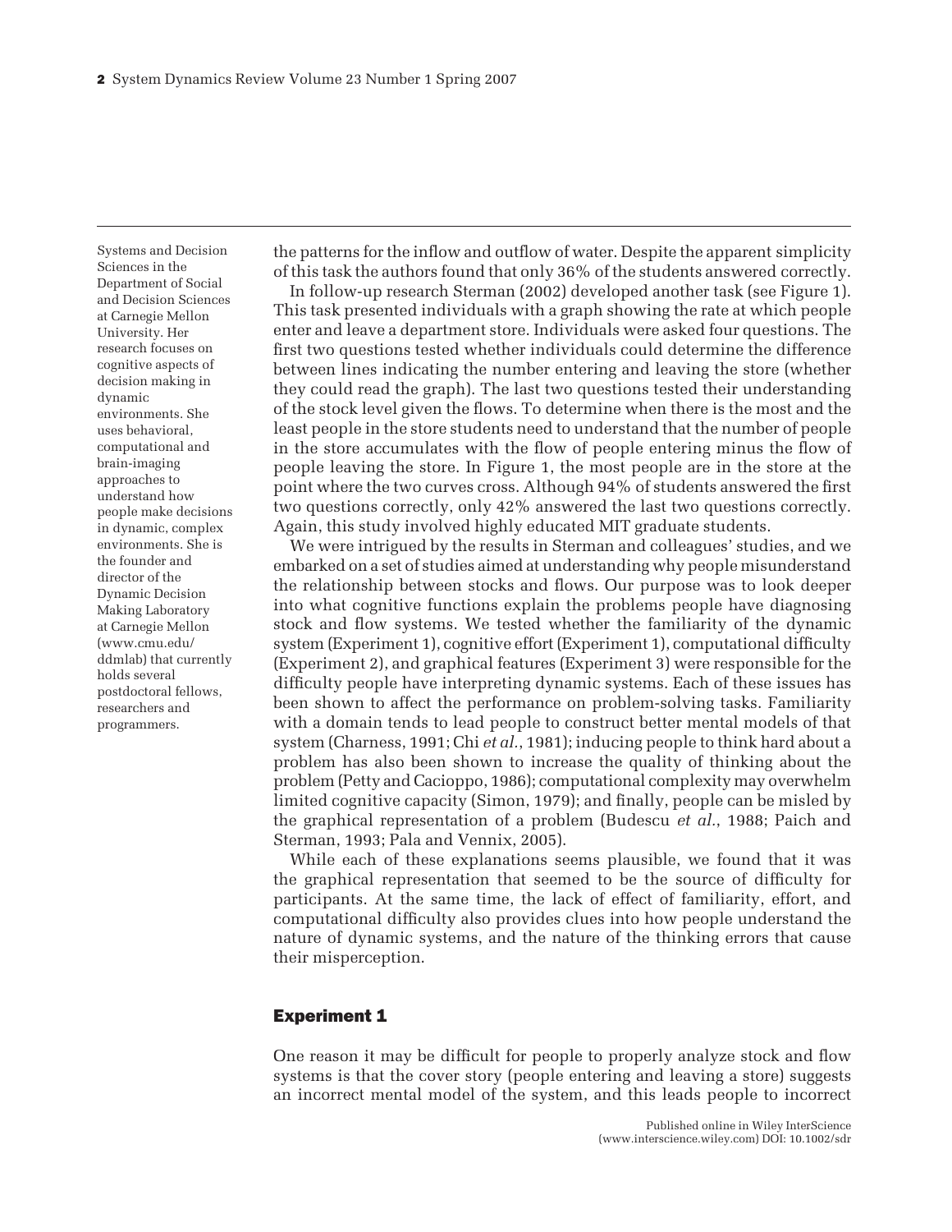Systems and Decision Sciences in the Department of Social and Decision Sciences at Carnegie Mellon University. Her research focuses on cognitive aspects of decision making in dynamic environments. She uses behavioral, computational and brain-imaging approaches to understand how people make decisions in dynamic, complex environments. She is the founder and director of the Dynamic Decision Making Laboratory at Carnegie Mellon (www.cmu.edu/ddmlab) that currently holds several postdoctoral fellows, researchers and programmers.

the patterns for the inflow and outflow of water. Despite the apparent simplicity of this task the authors found that only 36% of the students answered correctly.

In follow-up research Sterman (2002) developed another task (see Figure 1). This task presented individuals with a graph showing the rate at which people enter and leave a department store. Individuals were asked four questions. The first two questions tested whether individuals could determine the difference between lines indicating the number entering and leaving the store (whether they could read the graph). The last two questions tested their understanding of the stock level given the flows. To determine when there is the most and the least people in the store students need to understand that the number of people in the store accumulates with the flow of people entering minus the flow of people leaving the store. In Figure 1, the most people are in the store at the point where the two curves cross. Although 94% of students answered the first two questions correctly, only 42% answered the last two questions correctly. Again, this study involved highly educated MIT graduate students.

We were intrigued by the results in Sterman and colleagues' studies, and we embarked on a set of studies aimed at understanding why people misunderstand the relationship between stocks and flows. Our purpose was to look deeper into what cognitive functions explain the problems people have diagnosing stock and flow systems. We tested whether the familiarity of the dynamic system (Experiment 1), cognitive effort (Experiment 1), computational difficulty (Experiment 2), and graphical features (Experiment 3) were responsible for the difficulty people have interpreting dynamic systems. Each of these issues has been shown to affect the performance on problem-solving tasks. Familiarity with a domain tends to lead people to construct better mental models of that system (Charness, 1991; Chi *et al.*, 1981); inducing people to think hard about a problem has also been shown to increase the quality of thinking about the problem (Petty and Cacioppo, 1986); computational complexity may overwhelm limited cognitive capacity (Simon, 1979); and finally, people can be misled by the graphical representation of a problem (Budescu *et al.*, 1988; Paich and Sterman, 1993; Pala and Vennix, 2005).

While each of these explanations seems plausible, we found that it was the graphical representation that seemed to be the source of difficulty for participants. At the same time, the lack of effect of familiarity, effort, and computational difficulty also provides clues into how people understand the nature of dynamic systems, and the nature of the thinking errors that cause their misperception.

## Experiment 1

One reason it may be difficult for people to properly analyze stock and flow systems is that the cover story (people entering and leaving a store) suggests an incorrect mental model of the system, and this leads people to incorrect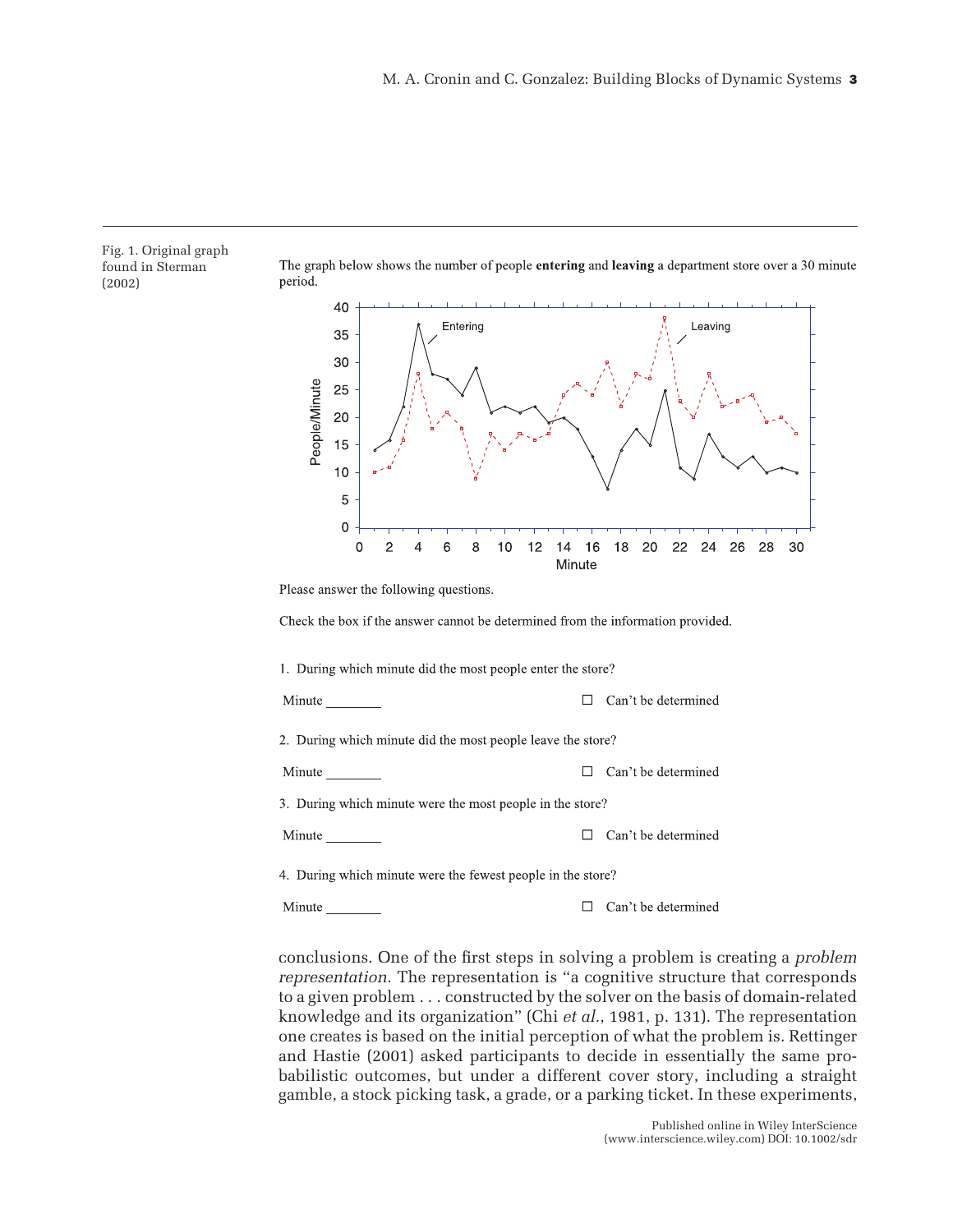Fig. 1. Original graph found in Sterman (2002)

The graph below shows the number of people **entering** and **leaving** a department store over a 30 minute period.

People/Minute

40
35
30
25
20
15
10
5
0

Entering

Leaving

0 2 4 6 8 10 12 14 16 18 20 22 24 26 28 30

Minute

Please answer the following questions.

Check the box if the answer cannot be determined from the information provided.

1. During which minute did the most people enter the store?

Minute ________ ☐ Can't be determined

2. During which minute did the most people leave the store?

Minute ________ ☐ Can't be determined

3. During which minute were the most people in the store?

Minute ________ ☐ Can't be determined

4. During which minute were the fewest people in the store?

Minute ________ ☐ Can't be determined

conclusions. One of the first steps in solving a problem is creating a *problem representation*. The representation is "a cognitive structure that corresponds to a given problem . . . constructed by the solver on the basis of domain-related knowledge and its organization" (Chi *et al.*, 1981, p. 131). The representation one creates is based on the initial perception of what the problem is. Rettinger and Hastie (2001) asked participants to decide in essentially the same probabilistic outcomes, but under a different cover story, including a straight gamble, a stock picking task, a grade, or a parking ticket. In these experiments,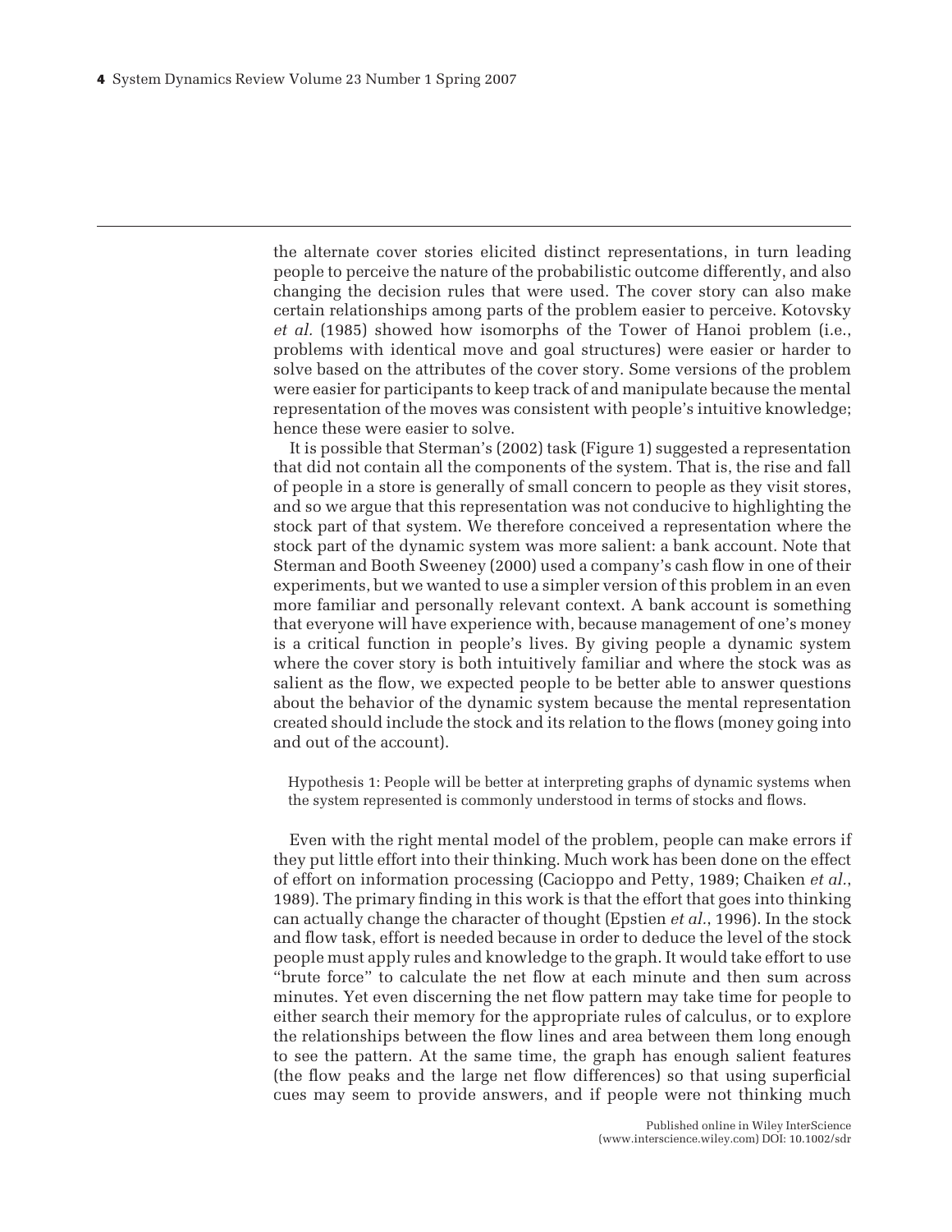the alternate cover stories elicited distinct representations, in turn leading people to perceive the nature of the probabilistic outcome differently, and also changing the decision rules that were used. The cover story can also make certain relationships among parts of the problem easier to perceive. Kotovsky *et al.* (1985) showed how isomorphs of the Tower of Hanoi problem (i.e., problems with identical move and goal structures) were easier or harder to solve based on the attributes of the cover story. Some versions of the problem were easier for participants to keep track of and manipulate because the mental representation of the moves was consistent with people's intuitive knowledge; hence these were easier to solve.

It is possible that Sterman's (2002) task (Figure 1) suggested a representation that did not contain all the components of the system. That is, the rise and fall of people in a store is generally of small concern to people as they visit stores, and so we argue that this representation was not conducive to highlighting the stock part of that system. We therefore conceived a representation where the stock part of the dynamic system was more salient: a bank account. Note that Sterman and Booth Sweeney (2000) used a company's cash flow in one of their experiments, but we wanted to use a simpler version of this problem in an even more familiar and personally relevant context. A bank account is something that everyone will have experience with, because management of one's money is a critical function in people's lives. By giving people a dynamic system where the cover story is both intuitively familiar and where the stock was as salient as the flow, we expected people to be better able to answer questions about the behavior of the dynamic system because the mental representation created should include the stock and its relation to the flows (money going into and out of the account).

Hypothesis 1: People will be better at interpreting graphs of dynamic systems when the system represented is commonly understood in terms of stocks and flows.

Even with the right mental model of the problem, people can make errors if they put little effort into their thinking. Much work has been done on the effect of effort on information processing (Cacioppo and Petty, 1989; Chaiken *et al.*, 1989). The primary finding in this work is that the effort that goes into thinking can actually change the character of thought (Epstien *et al.*, 1996). In the stock and flow task, effort is needed because in order to deduce the level of the stock people must apply rules and knowledge to the graph. It would take effort to use "brute force" to calculate the net flow at each minute and then sum across minutes. Yet even discerning the net flow pattern may take time for people to either search their memory for the appropriate rules of calculus, or to explore the relationships between the flow lines and area between them long enough to see the pattern. At the same time, the graph has enough salient features (the flow peaks and the large net flow differences) so that using superficial cues may seem to provide answers, and if people were not thinking much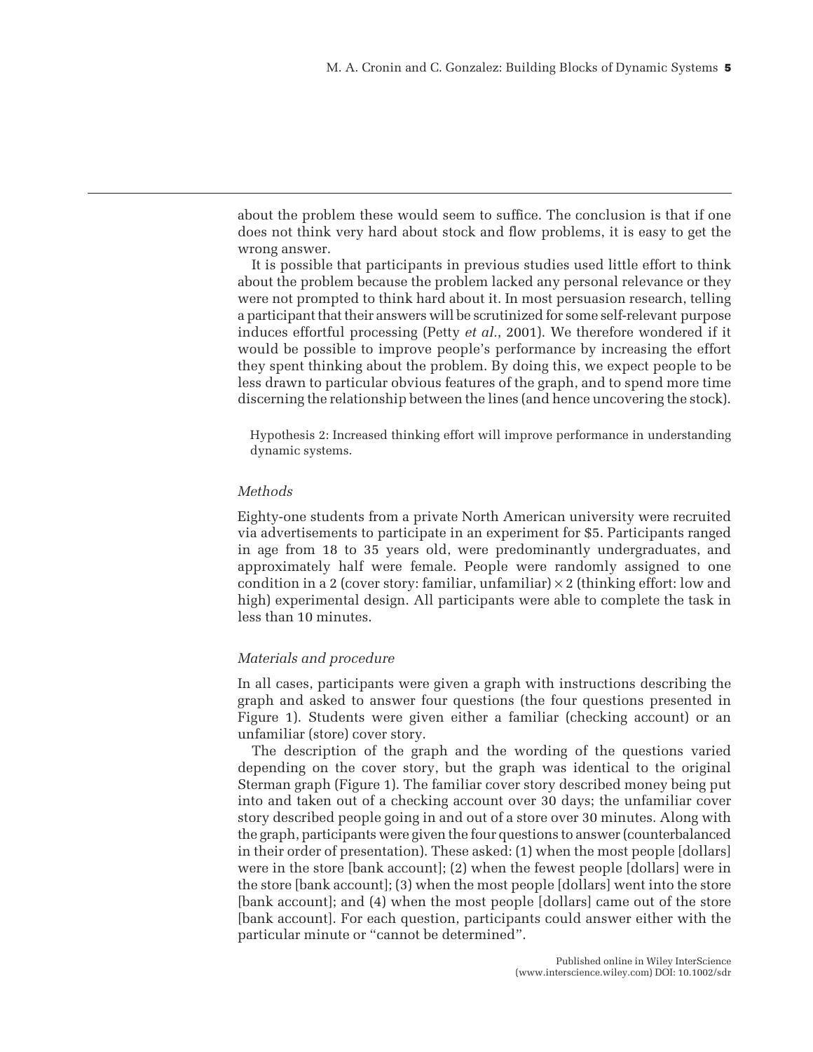about the problem these would seem to suffice. The conclusion is that if one does not think very hard about stock and flow problems, it is easy to get the wrong answer.

It is possible that participants in previous studies used little effort to think about the problem because the problem lacked any personal relevance or they were not prompted to think hard about it. In most persuasion research, telling a participant that their answers will be scrutinized for some self-relevant purpose induces effortful processing (Petty *et al*., 2001). We therefore wondered if it would be possible to improve people's performance by increasing the effort they spent thinking about the problem. By doing this, we expect people to be less drawn to particular obvious features of the graph, and to spend more time discerning the relationship between the lines (and hence uncovering the stock).

> Hypothesis 2: Increased thinking effort will improve performance in understanding dynamic systems.

### *Methods*

Eighty-one students from a private North American university were recruited via advertisements to participate in an experiment for $5. Participants ranged in age from 18 to 35 years old, were predominantly undergraduates, and approximately half were female. People were randomly assigned to one condition in a 2 (cover story: familiar, unfamiliar) $\times$ 2 (thinking effort: low and high) experimental design. All participants were able to complete the task in less than 10 minutes.

### *Materials and procedure*

In all cases, participants were given a graph with instructions describing the graph and asked to answer four questions (the four questions presented in Figure 1). Students were given either a familiar (checking account) or an unfamiliar (store) cover story.

The description of the graph and the wording of the questions varied depending on the cover story, but the graph was identical to the original Sterman graph (Figure 1). The familiar cover story described money being put into and taken out of a checking account over 30 days; the unfamiliar cover story described people going in and out of a store over 30 minutes. Along with the graph, participants were given the four questions to answer (counterbalanced in their order of presentation). These asked: (1) when the most people [dollars] were in the store [bank account]; (2) when the fewest people [dollars] were in the store [bank account]; (3) when the most people [dollars] went into the store [bank account]; and (4) when the most people [dollars] came out of the store [bank account]. For each question, participants could answer either with the particular minute or "cannot be determined".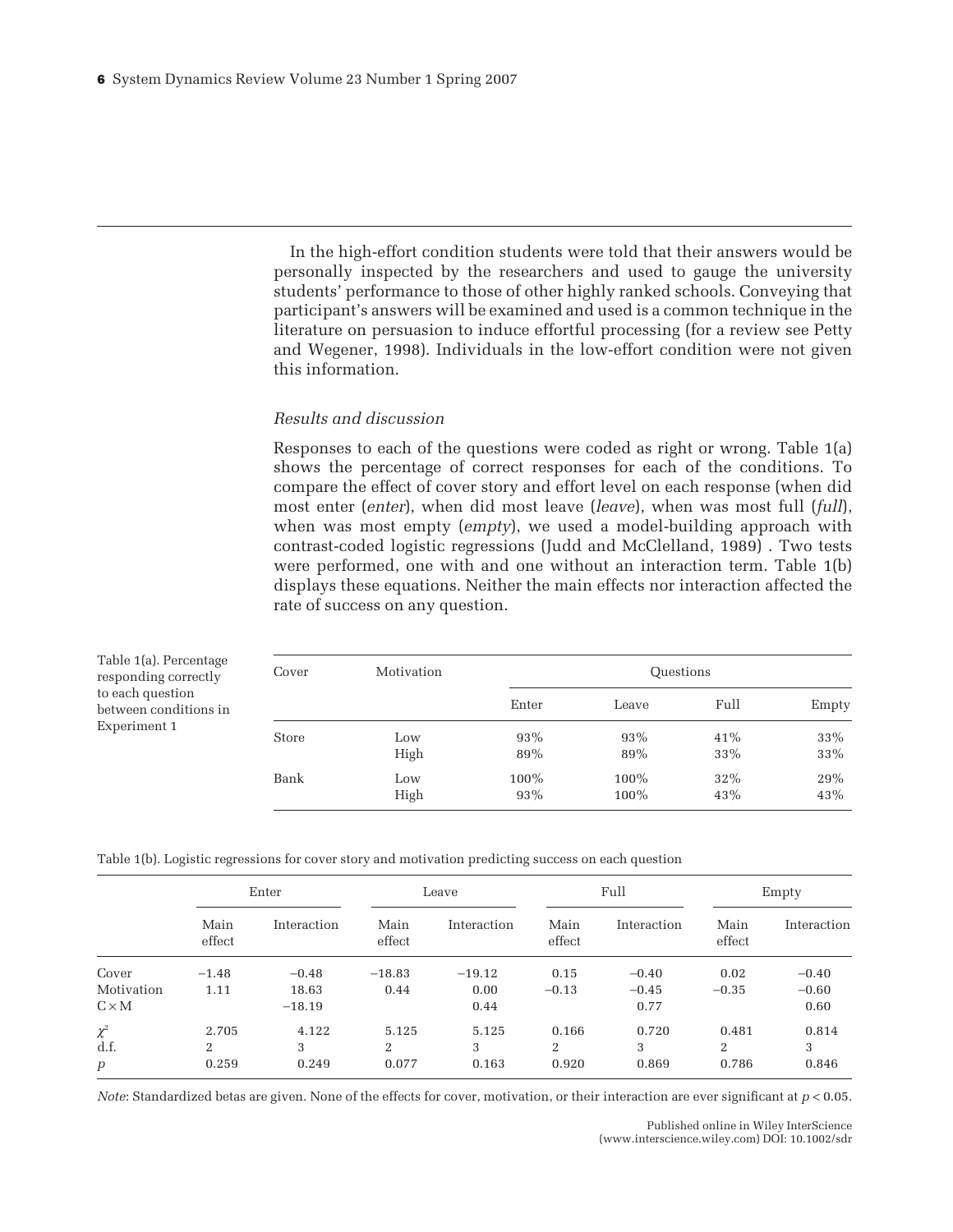In the high-effort condition students were told that their answers would be personally inspected by the researchers and used to gauge the university students' performance to those of other highly ranked schools. Conveying that participant's answers will be examined and used is a common technique in the literature on persuasion to induce effortful processing (for a review see Petty and Wegener, 1998). Individuals in the low-effort condition were not given this information.

### *Results and discussion*

Responses to each of the questions were coded as right or wrong. Table 1(a) shows the percentage of correct responses for each of the conditions. To compare the effect of cover story and effort level on each response (when did most enter (*enter*), when did most leave (*leave*), when was most full (*full*), when was most empty (*empty*), we used a model-building approach with contrast-coded logistic regressions (Judd and McClelland, 1989) . Two tests were performed, one with and one without an interaction term. Table 1(b) displays these equations. Neither the main effects nor interaction affected the rate of success on any question.

Table 1(a). Percentage responding correctly to each question between conditions in Experiment 1

| Cover | Motivation | Questions | | | |
|---|---|---|---|---|---|
| | | Enter | Leave | Full | Empty |
| Store | Low | 93% | 93% | 41% | 33% |
| | High | 89% | 89% | 33% | 33% |
| Bank | Low | 100% | 100% | 32% | 29% |
| | High | 93% | 100% | 43% | 43% |

Table 1(b). Logistic regressions for cover story and motivation predicting success on each question

| | Enter | | Leave | | Full | | Empty | |
|---|---|---|---|---|---|---|---|---|
| | Main effect | Interaction | Main effect | Interaction | Main effect | Interaction | Main effect | Interaction |
| Cover | −1.48 | −0.48 | −18.83 | −19.12 | 0.15 | −0.40 | 0.02 | −0.40 |
| Motivation | 1.11 | 18.63 | 0.44 | 0.00 | −0.13 | −0.45 | −0.35 | −0.60 |
| C × M | | −18.19 | | 0.44 | | 0.77 | | 0.60 |
| $\chi^2$ | 2.705 | 4.122 | 5.125 | 5.125 | 0.166 | 0.720 | 0.481 | 0.814 |
| d.f. | 2 | 3 | 2 | 3 | 2 | 3 | 2 | 3 |
| $p$ | 0.259 | 0.249 | 0.077 | 0.163 | 0.920 | 0.869 | 0.786 | 0.846 |

*Note*: Standardized betas are given. None of the effects for cover, motivation, or their interaction are ever significant at $p < 0.05$.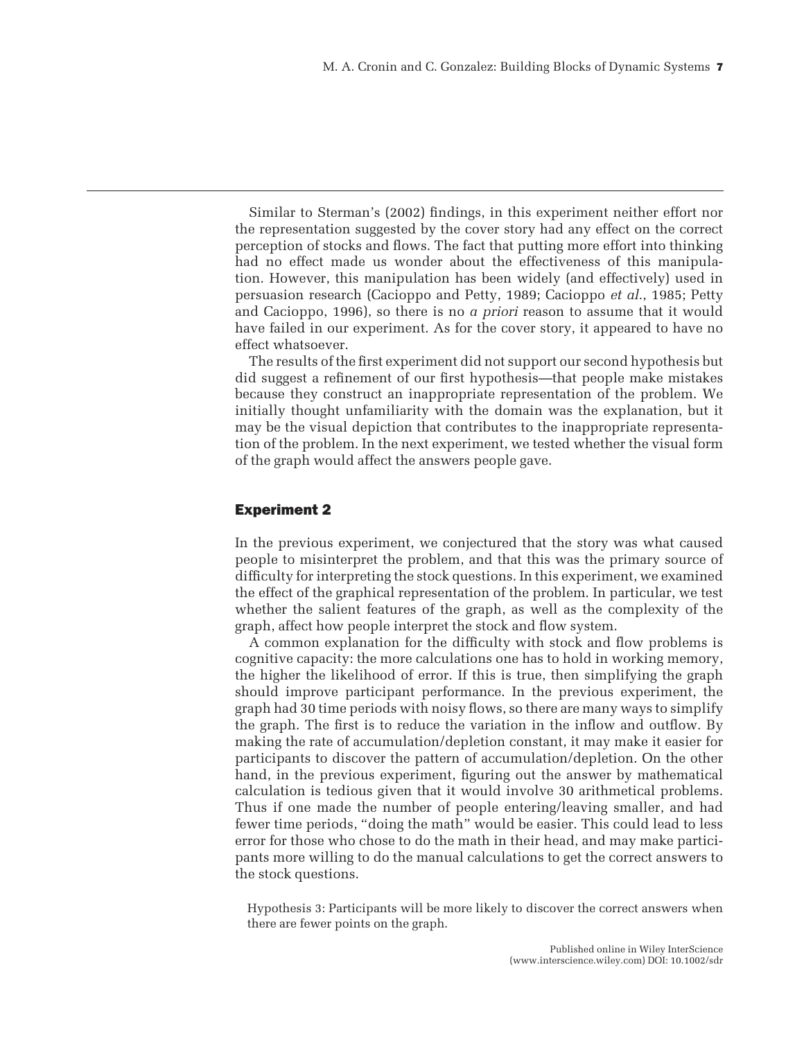Similar to Sterman's (2002) findings, in this experiment neither effort nor the representation suggested by the cover story had any effect on the correct perception of stocks and flows. The fact that putting more effort into thinking had no effect made us wonder about the effectiveness of this manipulation. However, this manipulation has been widely (and effectively) used in persuasion research (Cacioppo and Petty, 1989; Cacioppo *et al*., 1985; Petty and Cacioppo, 1996), so there is no *a priori* reason to assume that it would have failed in our experiment. As for the cover story, it appeared to have no effect whatsoever.

The results of the first experiment did not support our second hypothesis but did suggest a refinement of our first hypothesis—that people make mistakes because they construct an inappropriate representation of the problem. We initially thought unfamiliarity with the domain was the explanation, but it may be the visual depiction that contributes to the inappropriate representation of the problem. In the next experiment, we tested whether the visual form of the graph would affect the answers people gave.

## Experiment 2

In the previous experiment, we conjectured that the story was what caused people to misinterpret the problem, and that this was the primary source of difficulty for interpreting the stock questions. In this experiment, we examined the effect of the graphical representation of the problem. In particular, we test whether the salient features of the graph, as well as the complexity of the graph, affect how people interpret the stock and flow system.

A common explanation for the difficulty with stock and flow problems is cognitive capacity: the more calculations one has to hold in working memory, the higher the likelihood of error. If this is true, then simplifying the graph should improve participant performance. In the previous experiment, the graph had 30 time periods with noisy flows, so there are many ways to simplify the graph. The first is to reduce the variation in the inflow and outflow. By making the rate of accumulation/depletion constant, it may make it easier for participants to discover the pattern of accumulation/depletion. On the other hand, in the previous experiment, figuring out the answer by mathematical calculation is tedious given that it would involve 30 arithmetical problems. Thus if one made the number of people entering/leaving smaller, and had fewer time periods, "doing the math" would be easier. This could lead to less error for those who chose to do the math in their head, and may make participants more willing to do the manual calculations to get the correct answers to the stock questions.

Hypothesis 3: Participants will be more likely to discover the correct answers when there are fewer points on the graph.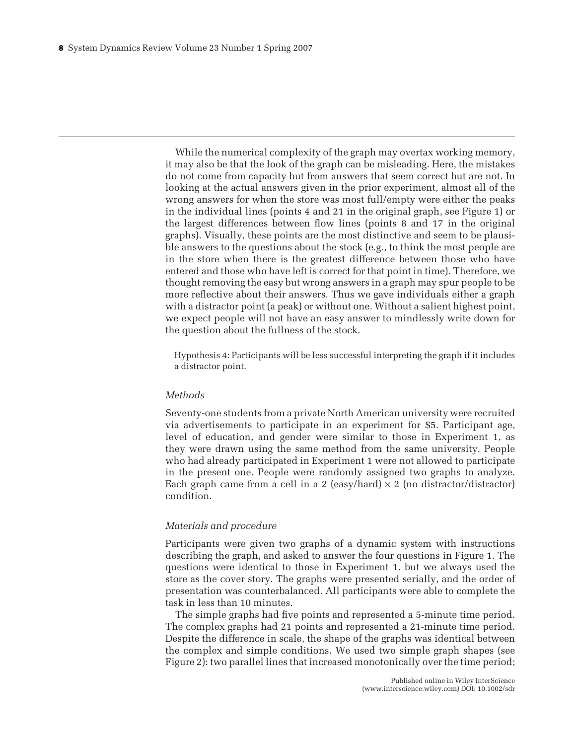While the numerical complexity of the graph may overtax working memory, it may also be that the look of the graph can be misleading. Here, the mistakes do not come from capacity but from answers that seem correct but are not. In looking at the actual answers given in the prior experiment, almost all of the wrong answers for when the store was most full/empty were either the peaks in the individual lines (points 4 and 21 in the original graph, see Figure 1) or the largest differences between flow lines (points 8 and 17 in the original graphs). Visually, these points are the most distinctive and seem to be plausible answers to the questions about the stock (e.g., to think the most people are in the store when there is the greatest difference between those who have entered and those who have left is correct for that point in time). Therefore, we thought removing the easy but wrong answers in a graph may spur people to be more reflective about their answers. Thus we gave individuals either a graph with a distractor point (a peak) or without one. Without a salient highest point, we expect people will not have an easy answer to mindlessly write down for the question about the fullness of the stock.

> Hypothesis 4: Participants will be less successful interpreting the graph if it includes a distractor point.

*Methods*

Seventy-one students from a private North American university were recruited via advertisements to participate in an experiment for \$5. Participant age, level of education, and gender were similar to those in Experiment 1, as they were drawn using the same method from the same university. People who had already participated in Experiment 1 were not allowed to participate in the present one. People were randomly assigned two graphs to analyze. Each graph came from a cell in a 2 (easy/hard) $\times$ 2 (no distractor/distractor) condition.

*Materials and procedure*

Participants were given two graphs of a dynamic system with instructions describing the graph, and asked to answer the four questions in Figure 1. The questions were identical to those in Experiment 1, but we always used the store as the cover story. The graphs were presented serially, and the order of presentation was counterbalanced. All participants were able to complete the task in less than 10 minutes.

The simple graphs had five points and represented a 5-minute time period. The complex graphs had 21 points and represented a 21-minute time period. Despite the difference in scale, the shape of the graphs was identical between the complex and simple conditions. We used two simple graph shapes (see Figure 2): two parallel lines that increased monotonically over the time period;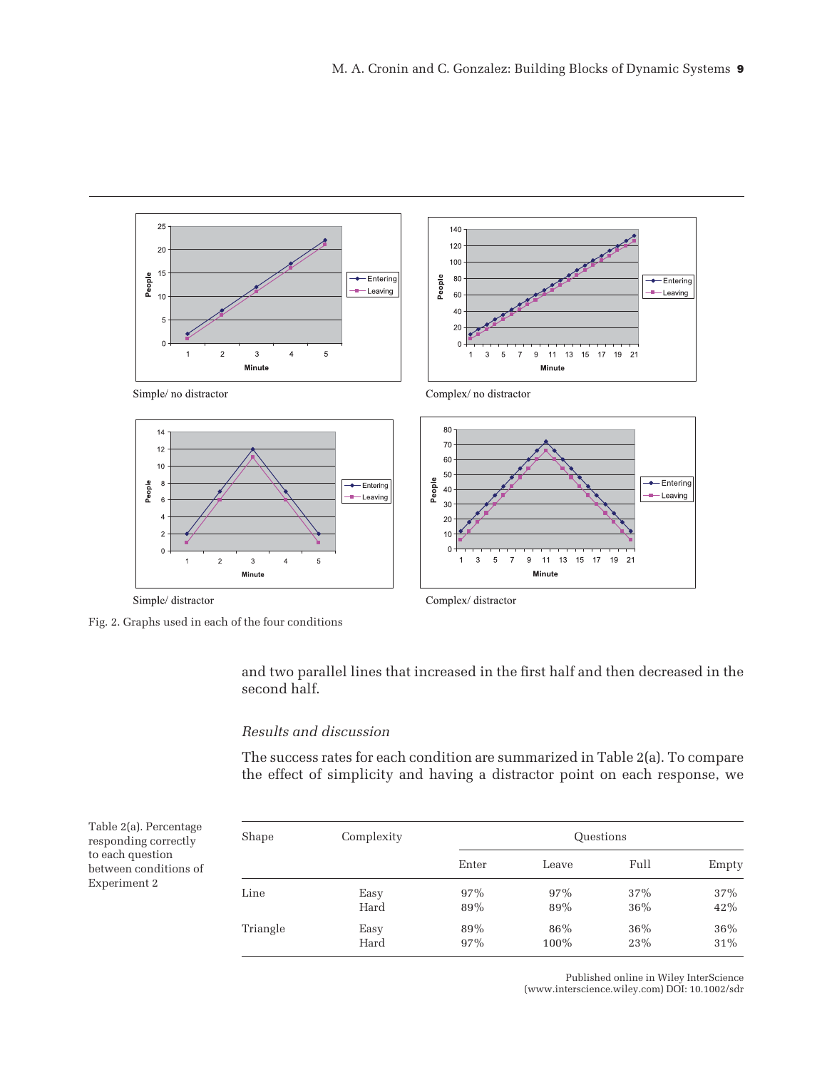Simple/ no distractor

Complex/ no distractor

Simple/ distractor

Complex/ distractor

Fig. 2. Graphs used in each of the four conditions

and two parallel lines that increased in the first half and then decreased in the second half.

### *Results and discussion*

The success rates for each condition are summarized in Table 2(a). To compare the effect of simplicity and having a distractor point on each response, we

Table 2(a). Percentage responding correctly to each question between conditions of Experiment 2

| Shape | Complexity | Questions | | | |
|---|---|---|---|---|---|
| | | Enter | Leave | Full | Empty |
| Line | Easy | 97% | 97% | 37% | 37% |
| | Hard | 89% | 89% | 36% | 42% |
| Triangle | Easy | 89% | 86% | 36% | 36% |
| | Hard | 97% | 100% | 23% | 31% |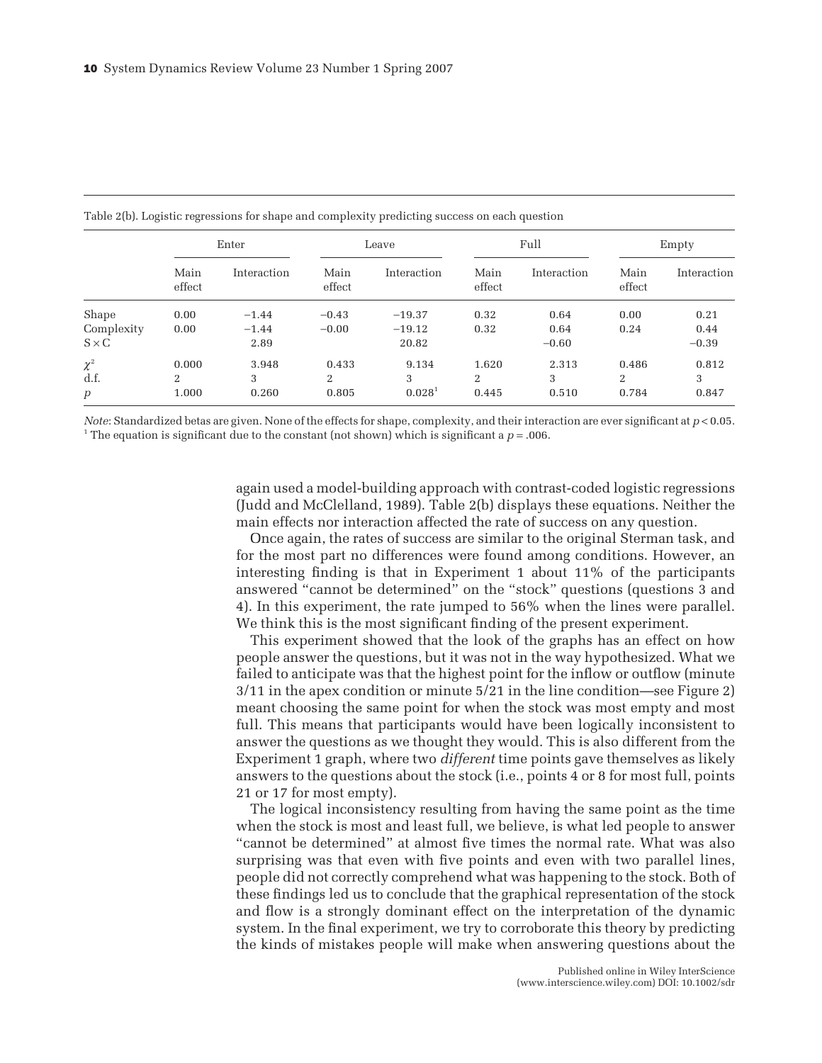Table 2(b). Logistic regressions for shape and complexity predicting success on each question

| | Enter | | Leave | | Full | | Empty | |
|---|---|---|---|---|---|---|---|---|
| | Main effect | Interaction | Main effect | Interaction | Main effect | Interaction | Main effect | Interaction |
| Shape | 0.00 | −1.44 | −0.43 | −19.37 | 0.32 | 0.64 | 0.00 | 0.21 |
| Complexity | 0.00 | −1.44 | −0.00 | −19.12 | 0.32 | 0.64 | 0.24 | 0.44 |
| S × C | | 2.89 | | 20.82 | | −0.60 | | −0.39 |
| $\chi^2$ | 0.000 | 3.948 | 0.433 | 9.134 | 1.620 | 2.313 | 0.486 | 0.812 |
| d.f. | 2 | 3 | 2 | 3 | 2 | 3 | 2 | 3 |
| $p$ | 1.000 | 0.260 | 0.805 | 0.028[1] | 0.445 | 0.510 | 0.784 | 0.847 |

*Note*: Standardized betas are given. None of the effects for shape, complexity, and their interaction are ever significant at $p < 0.05$.
[1] The equation is significant due to the constant (not shown) which is significant a $p = .006$.

again used a model-building approach with contrast-coded logistic regressions (Judd and McClelland, 1989). Table 2(b) displays these equations. Neither the main effects nor interaction affected the rate of success on any question.

Once again, the rates of success are similar to the original Sterman task, and for the most part no differences were found among conditions. However, an interesting finding is that in Experiment 1 about 11% of the participants answered "cannot be determined" on the "stock" questions (questions 3 and 4). In this experiment, the rate jumped to 56% when the lines were parallel. We think this is the most significant finding of the present experiment.

This experiment showed that the look of the graphs has an effect on how people answer the questions, but it was not in the way hypothesized. What we failed to anticipate was that the highest point for the inflow or outflow (minute 3/11 in the apex condition or minute 5/21 in the line condition—see Figure 2) meant choosing the same point for when the stock was most empty and most full. This means that participants would have been logically inconsistent to answer the questions as we thought they would. This is also different from the Experiment 1 graph, where two *different* time points gave themselves as likely answers to the questions about the stock (i.e., points 4 or 8 for most full, points 21 or 17 for most empty).

The logical inconsistency resulting from having the same point as the time when the stock is most and least full, we believe, is what led people to answer "cannot be determined" at almost five times the normal rate. What was also surprising was that even with five points and even with two parallel lines, people did not correctly comprehend what was happening to the stock. Both of these findings led us to conclude that the graphical representation of the stock and flow is a strongly dominant effect on the interpretation of the dynamic system. In the final experiment, we try to corroborate this theory by predicting the kinds of mistakes people will make when answering questions about the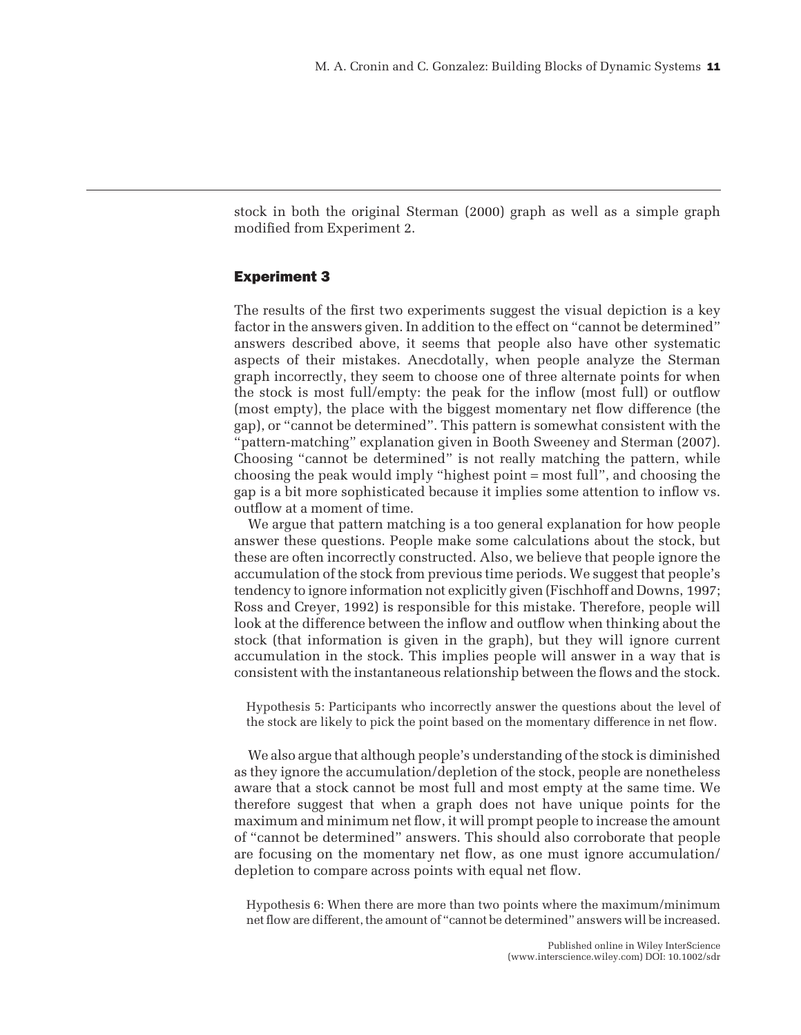stock in both the original Sterman (2000) graph as well as a simple graph modified from Experiment 2.

## Experiment 3

The results of the first two experiments suggest the visual depiction is a key factor in the answers given. In addition to the effect on "cannot be determined" answers described above, it seems that people also have other systematic aspects of their mistakes. Anecdotally, when people analyze the Sterman graph incorrectly, they seem to choose one of three alternate points for when the stock is most full/empty: the peak for the inflow (most full) or outflow (most empty), the place with the biggest momentary net flow difference (the gap), or "cannot be determined". This pattern is somewhat consistent with the "pattern-matching" explanation given in Booth Sweeney and Sterman (2007). Choosing "cannot be determined" is not really matching the pattern, while choosing the peak would imply "highest point = most full", and choosing the gap is a bit more sophisticated because it implies some attention to inflow vs. outflow at a moment of time.

We argue that pattern matching is a too general explanation for how people answer these questions. People make some calculations about the stock, but these are often incorrectly constructed. Also, we believe that people ignore the accumulation of the stock from previous time periods. We suggest that people's tendency to ignore information not explicitly given (Fischhoff and Downs, 1997; Ross and Creyer, 1992) is responsible for this mistake. Therefore, people will look at the difference between the inflow and outflow when thinking about the stock (that information is given in the graph), but they will ignore current accumulation in the stock. This implies people will answer in a way that is consistent with the instantaneous relationship between the flows and the stock.

> Hypothesis 5: Participants who incorrectly answer the questions about the level of the stock are likely to pick the point based on the momentary difference in net flow.

We also argue that although people's understanding of the stock is diminished as they ignore the accumulation/depletion of the stock, people are nonetheless aware that a stock cannot be most full and most empty at the same time. We therefore suggest that when a graph does not have unique points for the maximum and minimum net flow, it will prompt people to increase the amount of "cannot be determined" answers. This should also corroborate that people are focusing on the momentary net flow, as one must ignore accumulation/depletion to compare across points with equal net flow.

> Hypothesis 6: When there are more than two points where the maximum/minimum net flow are different, the amount of "cannot be determined" answers will be increased.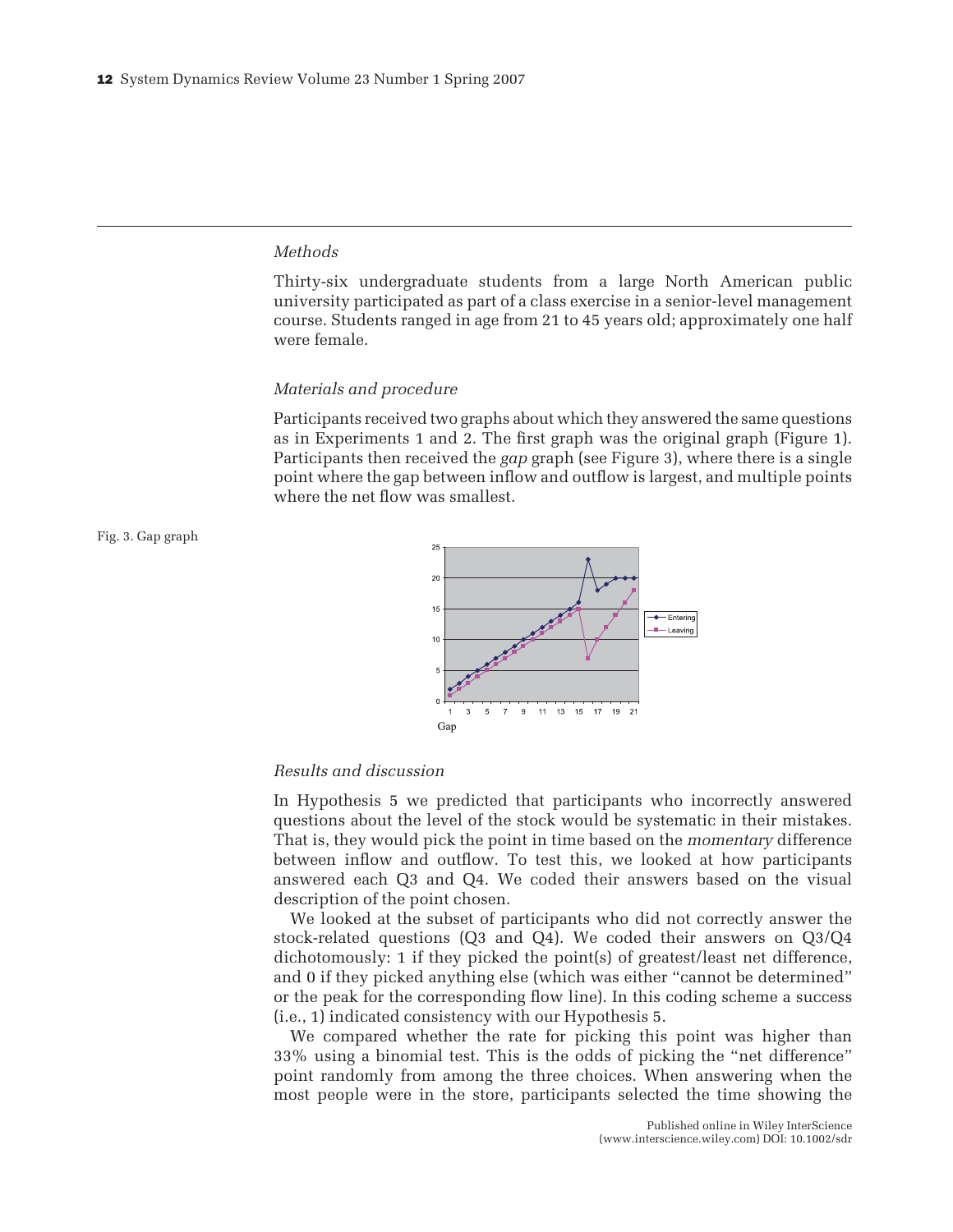*Methods*

Thirty-six undergraduate students from a large North American public university participated as part of a class exercise in a senior-level management course. Students ranged in age from 21 to 45 years old; approximately one half were female.

*Materials and procedure*

Participants received two graphs about which they answered the same questions as in Experiments 1 and 2. The first graph was the original graph (Figure 1). Participants then received the *gap* graph (see Figure 3), where there is a single point where the gap between inflow and outflow is largest, and multiple points where the net flow was smallest.

Fig. 3. Gap graph

*Results and discussion*

In Hypothesis 5 we predicted that participants who incorrectly answered questions about the level of the stock would be systematic in their mistakes. That is, they would pick the point in time based on the *momentary* difference between inflow and outflow. To test this, we looked at how participants answered each Q3 and Q4. We coded their answers based on the visual description of the point chosen.

We looked at the subset of participants who did not correctly answer the stock-related questions (Q3 and Q4). We coded their answers on Q3/Q4 dichotomously: 1 if they picked the point(s) of greatest/least net difference, and 0 if they picked anything else (which was either "cannot be determined" or the peak for the corresponding flow line). In this coding scheme a success (i.e., 1) indicated consistency with our Hypothesis 5.

We compared whether the rate for picking this point was higher than 33% using a binomial test. This is the odds of picking the "net difference" point randomly from among the three choices. When answering when the most people were in the store, participants selected the time showing the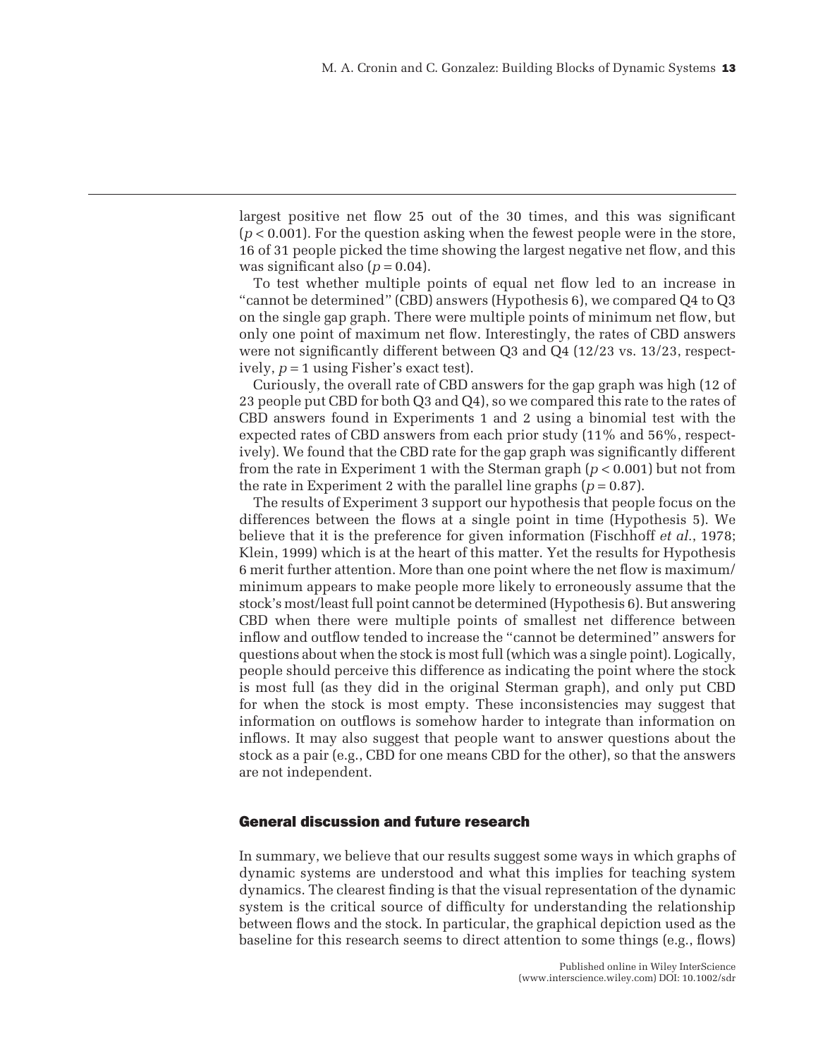largest positive net flow 25 out of the 30 times, and this was significant ($p < 0.001$). For the question asking when the fewest people were in the store, 16 of 31 people picked the time showing the largest negative net flow, and this was significant also ($p = 0.04$).

To test whether multiple points of equal net flow led to an increase in "cannot be determined" (CBD) answers (Hypothesis 6), we compared Q4 to Q3 on the single gap graph. There were multiple points of minimum net flow, but only one point of maximum net flow. Interestingly, the rates of CBD answers were not significantly different between Q3 and Q4 (12/23 vs. 13/23, respectively, $p = 1$ using Fisher's exact test).

Curiously, the overall rate of CBD answers for the gap graph was high (12 of 23 people put CBD for both Q3 and Q4), so we compared this rate to the rates of CBD answers found in Experiments 1 and 2 using a binomial test with the expected rates of CBD answers from each prior study (11% and 56%, respectively). We found that the CBD rate for the gap graph was significantly different from the rate in Experiment 1 with the Sterman graph ($p < 0.001$) but not from the rate in Experiment 2 with the parallel line graphs ($p = 0.87$).

The results of Experiment 3 support our hypothesis that people focus on the differences between the flows at a single point in time (Hypothesis 5). We believe that it is the preference for given information (Fischhoff *et al.*, 1978; Klein, 1999) which is at the heart of this matter. Yet the results for Hypothesis 6 merit further attention. More than one point where the net flow is maximum/minimum appears to make people more likely to erroneously assume that the stock's most/least full point cannot be determined (Hypothesis 6). But answering CBD when there were multiple points of smallest net difference between inflow and outflow tended to increase the "cannot be determined" answers for questions about when the stock is most full (which was a single point). Logically, people should perceive this difference as indicating the point where the stock is most full (as they did in the original Sterman graph), and only put CBD for when the stock is most empty. These inconsistencies may suggest that information on outflows is somehow harder to integrate than information on inflows. It may also suggest that people want to answer questions about the stock as a pair (e.g., CBD for one means CBD for the other), so that the answers are not independent.

## General discussion and future research

In summary, we believe that our results suggest some ways in which graphs of dynamic systems are understood and what this implies for teaching system dynamics. The clearest finding is that the visual representation of the dynamic system is the critical source of difficulty for understanding the relationship between flows and the stock. In particular, the graphical depiction used as the baseline for this research seems to direct attention to some things (e.g., flows)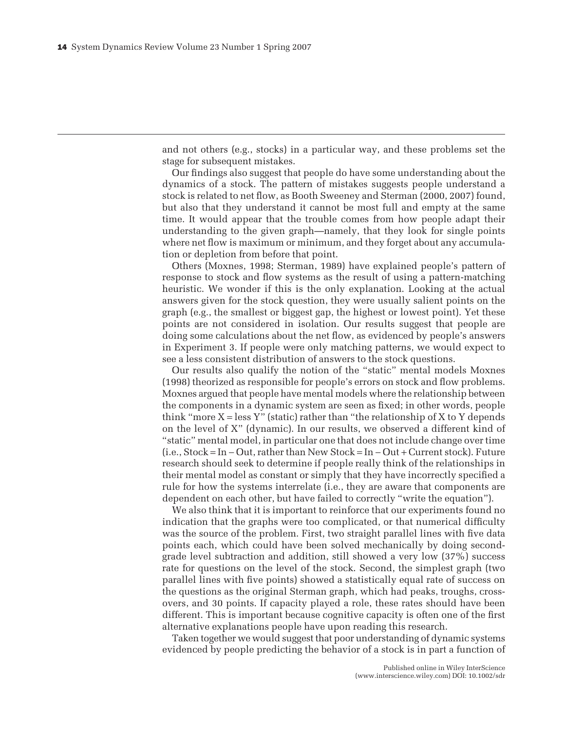and not others (e.g., stocks) in a particular way, and these problems set the stage for subsequent mistakes.

Our findings also suggest that people do have some understanding about the dynamics of a stock. The pattern of mistakes suggests people understand a stock is related to net flow, as Booth Sweeney and Sterman (2000, 2007) found, but also that they understand it cannot be most full and empty at the same time. It would appear that the trouble comes from how people adapt their understanding to the given graph—namely, that they look for single points where net flow is maximum or minimum, and they forget about any accumulation or depletion from before that point.

Others (Moxnes, 1998; Sterman, 1989) have explained people's pattern of response to stock and flow systems as the result of using a pattern-matching heuristic. We wonder if this is the only explanation. Looking at the actual answers given for the stock question, they were usually salient points on the graph (e.g., the smallest or biggest gap, the highest or lowest point). Yet these points are not considered in isolation. Our results suggest that people are doing some calculations about the net flow, as evidenced by people's answers in Experiment 3. If people were only matching patterns, we would expect to see a less consistent distribution of answers to the stock questions.

Our results also qualify the notion of the "static" mental models Moxnes (1998) theorized as responsible for people's errors on stock and flow problems. Moxnes argued that people have mental models where the relationship between the components in a dynamic system are seen as fixed; in other words, people think "more X = less Y" (static) rather than "the relationship of X to Y depends on the level of X" (dynamic). In our results, we observed a different kind of "static" mental model, in particular one that does not include change over time (i.e., Stock = In – Out, rather than New Stock = In – Out + Current stock). Future research should seek to determine if people really think of the relationships in their mental model as constant or simply that they have incorrectly specified a rule for how the systems interrelate (i.e., they are aware that components are dependent on each other, but have failed to correctly "write the equation").

We also think that it is important to reinforce that our experiments found no indication that the graphs were too complicated, or that numerical difficulty was the source of the problem. First, two straight parallel lines with five data points each, which could have been solved mechanically by doing second-grade level subtraction and addition, still showed a very low (37%) success rate for questions on the level of the stock. Second, the simplest graph (two parallel lines with five points) showed a statistically equal rate of success on the questions as the original Sterman graph, which had peaks, troughs, cross-overs, and 30 points. If capacity played a role, these rates should have been different. This is important because cognitive capacity is often one of the first alternative explanations people have upon reading this research.

Taken together we would suggest that poor understanding of dynamic systems evidenced by people predicting the behavior of a stock is in part a function of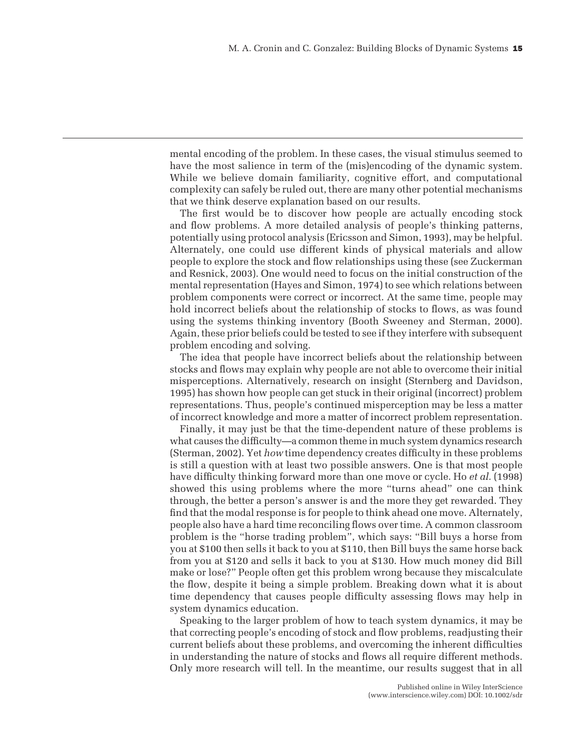mental encoding of the problem. In these cases, the visual stimulus seemed to have the most salience in term of the (mis)encoding of the dynamic system. While we believe domain familiarity, cognitive effort, and computational complexity can safely be ruled out, there are many other potential mechanisms that we think deserve explanation based on our results.

The first would be to discover how people are actually encoding stock and flow problems. A more detailed analysis of people's thinking patterns, potentially using protocol analysis (Ericsson and Simon, 1993), may be helpful. Alternately, one could use different kinds of physical materials and allow people to explore the stock and flow relationships using these (see Zuckerman and Resnick, 2003). One would need to focus on the initial construction of the mental representation (Hayes and Simon, 1974) to see which relations between problem components were correct or incorrect. At the same time, people may hold incorrect beliefs about the relationship of stocks to flows, as was found using the systems thinking inventory (Booth Sweeney and Sterman, 2000). Again, these prior beliefs could be tested to see if they interfere with subsequent problem encoding and solving.

The idea that people have incorrect beliefs about the relationship between stocks and flows may explain why people are not able to overcome their initial misperceptions. Alternatively, research on insight (Sternberg and Davidson, 1995) has shown how people can get stuck in their original (incorrect) problem representations. Thus, people's continued misperception may be less a matter of incorrect knowledge and more a matter of incorrect problem representation.

Finally, it may just be that the time-dependent nature of these problems is what causes the difficulty—a common theme in much system dynamics research (Sterman, 2002). Yet *how* time dependency creates difficulty in these problems is still a question with at least two possible answers. One is that most people have difficulty thinking forward more than one move or cycle. Ho *et al.* (1998) showed this using problems where the more "turns ahead" one can think through, the better a person's answer is and the more they get rewarded. They find that the modal response is for people to think ahead one move. Alternately, people also have a hard time reconciling flows over time. A common classroom problem is the "horse trading problem", which says: "Bill buys a horse from you at $100 then sells it back to you at $110, then Bill buys the same horse back from you at $120 and sells it back to you at $130. How much money did Bill make or lose?" People often get this problem wrong because they miscalculate the flow, despite it being a simple problem. Breaking down what it is about time dependency that causes people difficulty assessing flows may help in system dynamics education.

Speaking to the larger problem of how to teach system dynamics, it may be that correcting people's encoding of stock and flow problems, readjusting their current beliefs about these problems, and overcoming the inherent difficulties in understanding the nature of stocks and flows all require different methods. Only more research will tell. In the meantime, our results suggest that in all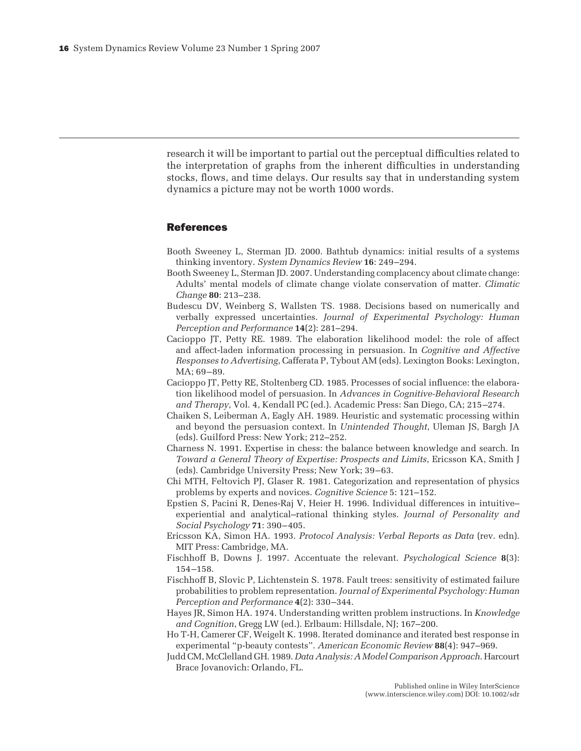research it will be important to partial out the perceptual difficulties related to the interpretation of graphs from the inherent difficulties in understanding stocks, flows, and time delays. Our results say that in understanding system dynamics a picture may not be worth 1000 words.

## References

Booth Sweeney L, Sterman JD. 2000. Bathtub dynamics: initial results of a systems thinking inventory. *System Dynamics Review* **16**: 249–294.

Booth Sweeney L, Sterman JD. 2007. Understanding complacency about climate change: Adults' mental models of climate change violate conservation of matter. *Climatic Change* **80**: 213–238.

Budescu DV, Weinberg S, Wallsten TS. 1988. Decisions based on numerically and verbally expressed uncertainties. *Journal of Experimental Psychology: Human Perception and Performance* **14**(2): 281–294.

Cacioppo JT, Petty RE. 1989. The elaboration likelihood model: the role of affect and affect-laden information processing in persuasion. In *Cognitive and Affective Responses to Advertising*, Cafferata P, Tybout AM (eds). Lexington Books: Lexington, MA; 69–89.

Cacioppo JT, Petty RE, Stoltenberg CD. 1985. Processes of social influence: the elaboration likelihood model of persuasion. In *Advances in Cognitive-Behavioral Research and Therapy*, Vol. 4, Kendall PC (ed.). Academic Press: San Diego, CA; 215–274.

Chaiken S, Leiberman A, Eagly AH. 1989. Heuristic and systematic processing within and beyond the persuasion context. In *Unintended Thought*, Uleman JS, Bargh JA (eds). Guilford Press: New York; 212–252.

Charness N. 1991. Expertise in chess: the balance between knowledge and search. In *Toward a General Theory of Expertise: Prospects and Limits*, Ericsson KA, Smith J (eds). Cambridge University Press; New York; 39–63.

Chi MTH, Feltovich PJ, Glaser R. 1981. Categorization and representation of physics problems by experts and novices. *Cognitive Science* 5: 121–152.

Epstien S, Pacini R, Denes-Raj V, Heier H. 1996. Individual differences in intuitive–experiential and analytical–rational thinking styles. *Journal of Personality and Social Psychology* **71**: 390–405.

Ericsson KA, Simon HA. 1993. *Protocol Analysis: Verbal Reports as Data* (rev. edn). MIT Press: Cambridge, MA.

Fischhoff B, Downs J. 1997. Accentuate the relevant. *Psychological Science* **8**(3): 154–158.

Fischhoff B, Slovic P, Lichtenstein S. 1978. Fault trees: sensitivity of estimated failure probabilities to problem representation. *Journal of Experimental Psychology: Human Perception and Performance* **4**(2): 330–344.

Hayes JR, Simon HA. 1974. Understanding written problem instructions. In *Knowledge and Cognition*, Gregg LW (ed.). Erlbaum: Hillsdale, NJ; 167–200.

Ho T-H, Camerer CF, Weigelt K. 1998. Iterated dominance and iterated best response in experimental "p-beauty contests". *American Economic Review* **88**(4): 947–969.

Judd CM, McClelland GH. 1989. *Data Analysis: A Model Comparison Approach*. Harcourt Brace Jovanovich: Orlando, FL.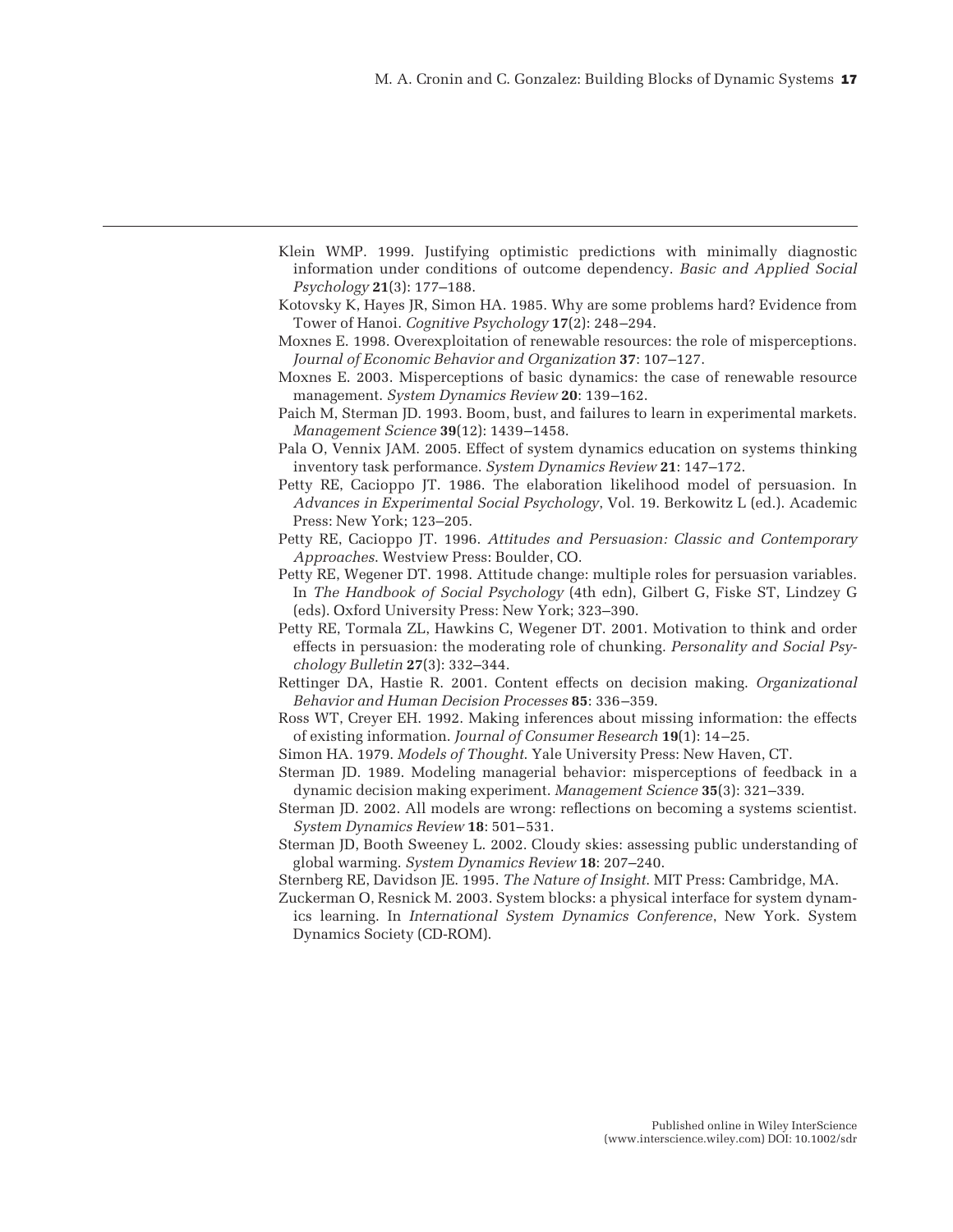Klein WMP. 1999. Justifying optimistic predictions with minimally diagnostic information under conditions of outcome dependency. *Basic and Applied Social Psychology* **21**(3): 177–188.

Kotovsky K, Hayes JR, Simon HA. 1985. Why are some problems hard? Evidence from Tower of Hanoi. *Cognitive Psychology* **17**(2): 248–294.

Moxnes E. 1998. Overexploitation of renewable resources: the role of misperceptions. *Journal of Economic Behavior and Organization* **37**: 107–127.

Moxnes E. 2003. Misperceptions of basic dynamics: the case of renewable resource management. *System Dynamics Review* **20**: 139–162.

Paich M, Sterman JD. 1993. Boom, bust, and failures to learn in experimental markets. *Management Science* **39**(12): 1439–1458.

Pala O, Vennix JAM. 2005. Effect of system dynamics education on systems thinking inventory task performance. *System Dynamics Review* **21**: 147–172.

Petty RE, Cacioppo JT. 1986. The elaboration likelihood model of persuasion. In *Advances in Experimental Social Psychology*, Vol. 19. Berkowitz L (ed.). Academic Press: New York; 123–205.

Petty RE, Cacioppo JT. 1996. *Attitudes and Persuasion: Classic and Contemporary Approaches*. Westview Press: Boulder, CO.

Petty RE, Wegener DT. 1998. Attitude change: multiple roles for persuasion variables. In *The Handbook of Social Psychology* (4th edn), Gilbert G, Fiske ST, Lindzey G (eds). Oxford University Press: New York; 323–390.

Petty RE, Tormala ZL, Hawkins C, Wegener DT. 2001. Motivation to think and order effects in persuasion: the moderating role of chunking. *Personality and Social Psychology Bulletin* **27**(3): 332–344.

Rettinger DA, Hastie R. 2001. Content effects on decision making. *Organizational Behavior and Human Decision Processes* **85**: 336–359.

Ross WT, Creyer EH. 1992. Making inferences about missing information: the effects of existing information. *Journal of Consumer Research* **19**(1): 14–25.

Simon HA. 1979. *Models of Thought*. Yale University Press: New Haven, CT.

Sterman JD. 1989. Modeling managerial behavior: misperceptions of feedback in a dynamic decision making experiment. *Management Science* **35**(3): 321–339.

Sterman JD. 2002. All models are wrong: reflections on becoming a systems scientist. *System Dynamics Review* **18**: 501–531.

Sterman JD, Booth Sweeney L. 2002. Cloudy skies: assessing public understanding of global warming. *System Dynamics Review* **18**: 207–240.

Sternberg RE, Davidson JE. 1995. *The Nature of Insight*. MIT Press: Cambridge, MA.

Zuckerman O, Resnick M. 2003. System blocks: a physical interface for system dynamics learning. In *International System Dynamics Conference*, New York. System Dynamics Society (CD-ROM).